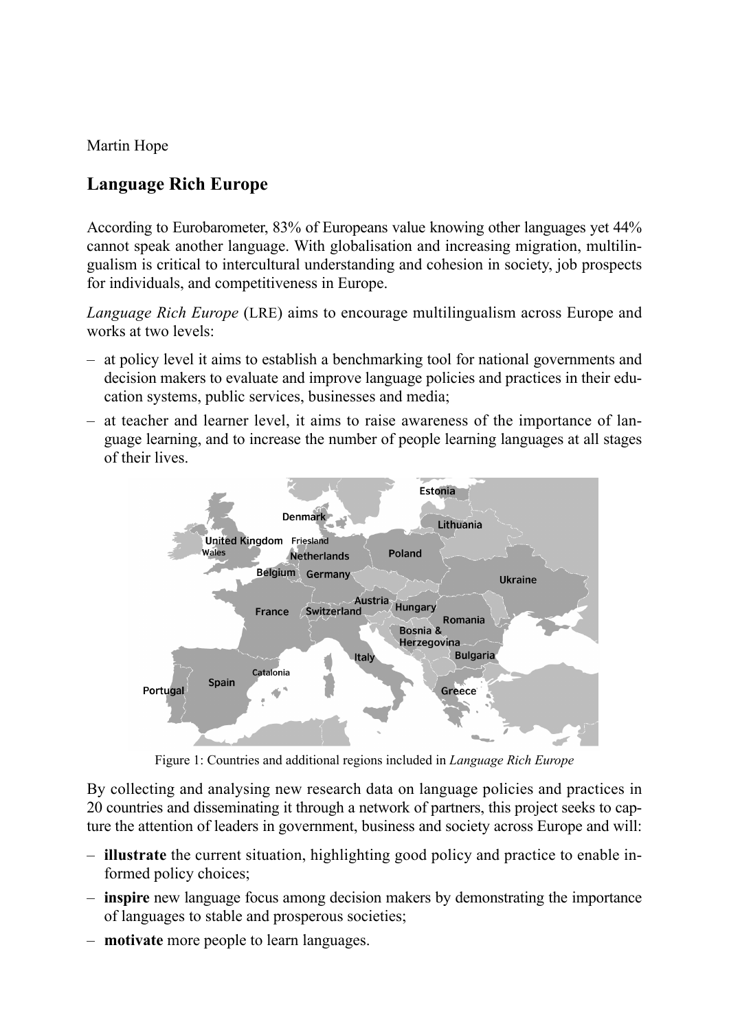Martin Hope

## Language Rich Europe

According to Eurobarometer, 83% of Europeans value knowing other languages yet 44% cannot speak another language. With globalisation and increasing migration, multilingualism is critical to intercultural understanding and cohesion in society, job prospects for individuals, and competitiveness in Europe.

*Language Rich Europe* (LRE) aims to encourage multilingualism across Europe and works at two levels:

- at policy level it aims to establish a benchmarking tool for national governments and decision makers to evaluate and improve language policies and practices in their education systems, public services, businesses and media;
- at teacher and learner level, it aims to raise awareness of the importance of language learning, and to increase the number of people learning languages at all stages of their lives.

Figure 1: Countries and additional regions included in *Language Rich Europe*

By collecting and analysing new research data on language policies and practices in 20 countries and disseminating it through a network of partners, this project seeks to capture the attention of leaders in government, business and society across Europe and will:

- **illustrate** the current situation, highlighting good policy and practice to enable informed policy choices;
- **inspire** new language focus among decision makers by demonstrating the importance of languages to stable and prosperous societies;
- **motivate** more people to learn languages.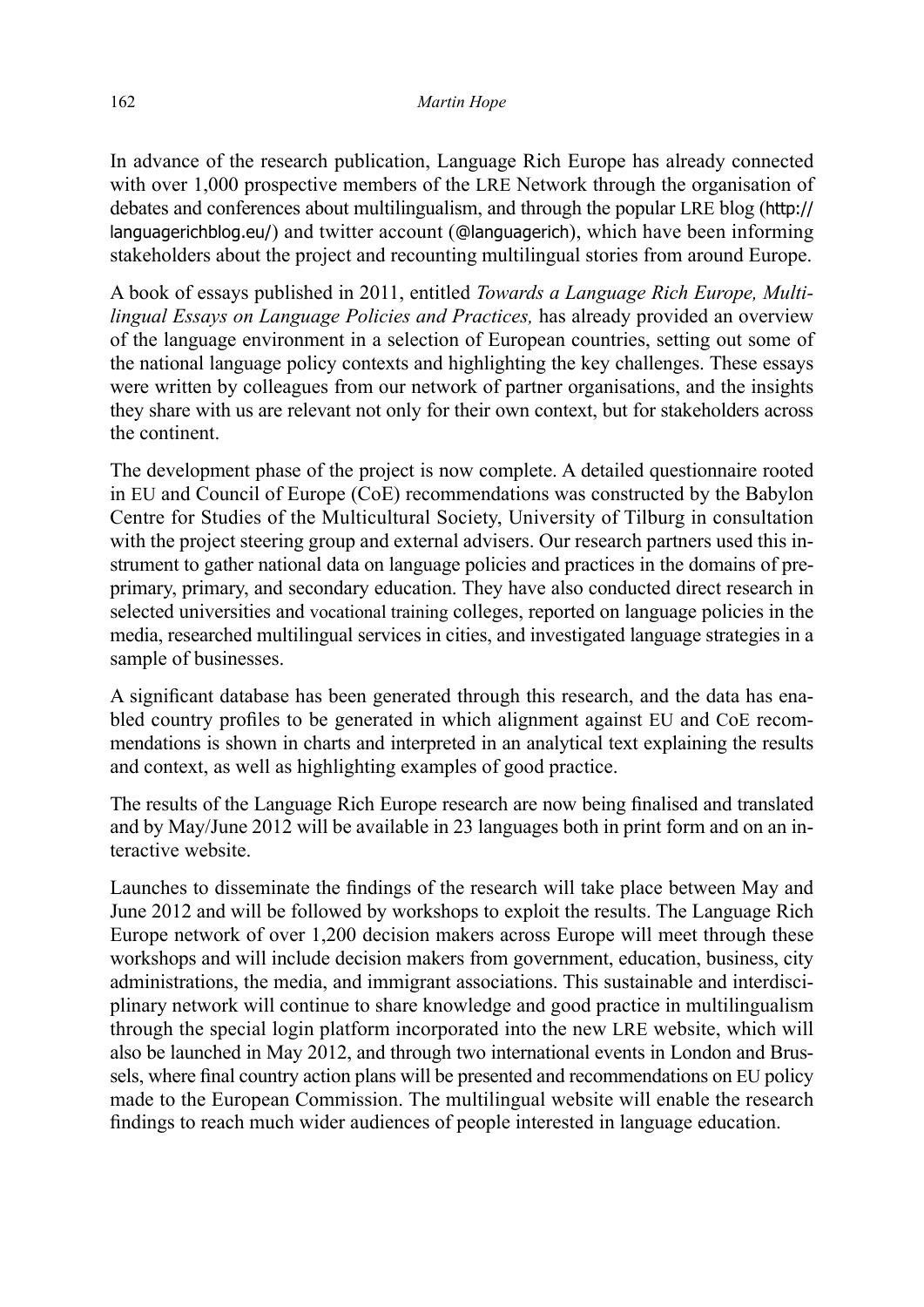In advance of the research publication, Language Rich Europe has already connected with over 1,000 prospective members of the LRE Network through the organisation of debates and conferences about multilingualism, and through the popular LRE blog (http://languagerichblog.eu/) and twitter account (@languagerich), which have been informing stakeholders about the project and recounting multilingual stories from around Europe.

A book of essays published in 2011, entitled *Towards a Language Rich Europe, Multilingual Essays on Language Policies and Practices,* has already provided an overview of the language environment in a selection of European countries, setting out some of the national language policy contexts and highlighting the key challenges. These essays were written by colleagues from our network of partner organisations, and the insights they share with us are relevant not only for their own context, but for stakeholders across the continent.

The development phase of the project is now complete. A detailed questionnaire rooted in EU and Council of Europe (CoE) recommendations was constructed by the Babylon Centre for Studies of the Multicultural Society, University of Tilburg in consultation with the project steering group and external advisers. Our research partners used this instrument to gather national data on language policies and practices in the domains of pre-primary, primary, and secondary education. They have also conducted direct research in selected universities and vocational training colleges, reported on language policies in the media, researched multilingual services in cities, and investigated language strategies in a sample of businesses.

A significant database has been generated through this research, and the data has enabled country profiles to be generated in which alignment against EU and CoE recommendations is shown in charts and interpreted in an analytical text explaining the results and context, as well as highlighting examples of good practice.

The results of the Language Rich Europe research are now being finalised and translated and by May/June 2012 will be available in 23 languages both in print form and on an interactive website.

Launches to disseminate the findings of the research will take place between May and June 2012 and will be followed by workshops to exploit the results. The Language Rich Europe network of over 1,200 decision makers across Europe will meet through these workshops and will include decision makers from government, education, business, city administrations, the media, and immigrant associations. This sustainable and interdisciplinary network will continue to share knowledge and good practice in multilingualism through the special login platform incorporated into the new LRE website, which will also be launched in May 2012, and through two international events in London and Brussels, where final country action plans will be presented and recommendations on EU policy made to the European Commission. The multilingual website will enable the research findings to reach much wider audiences of people interested in language education.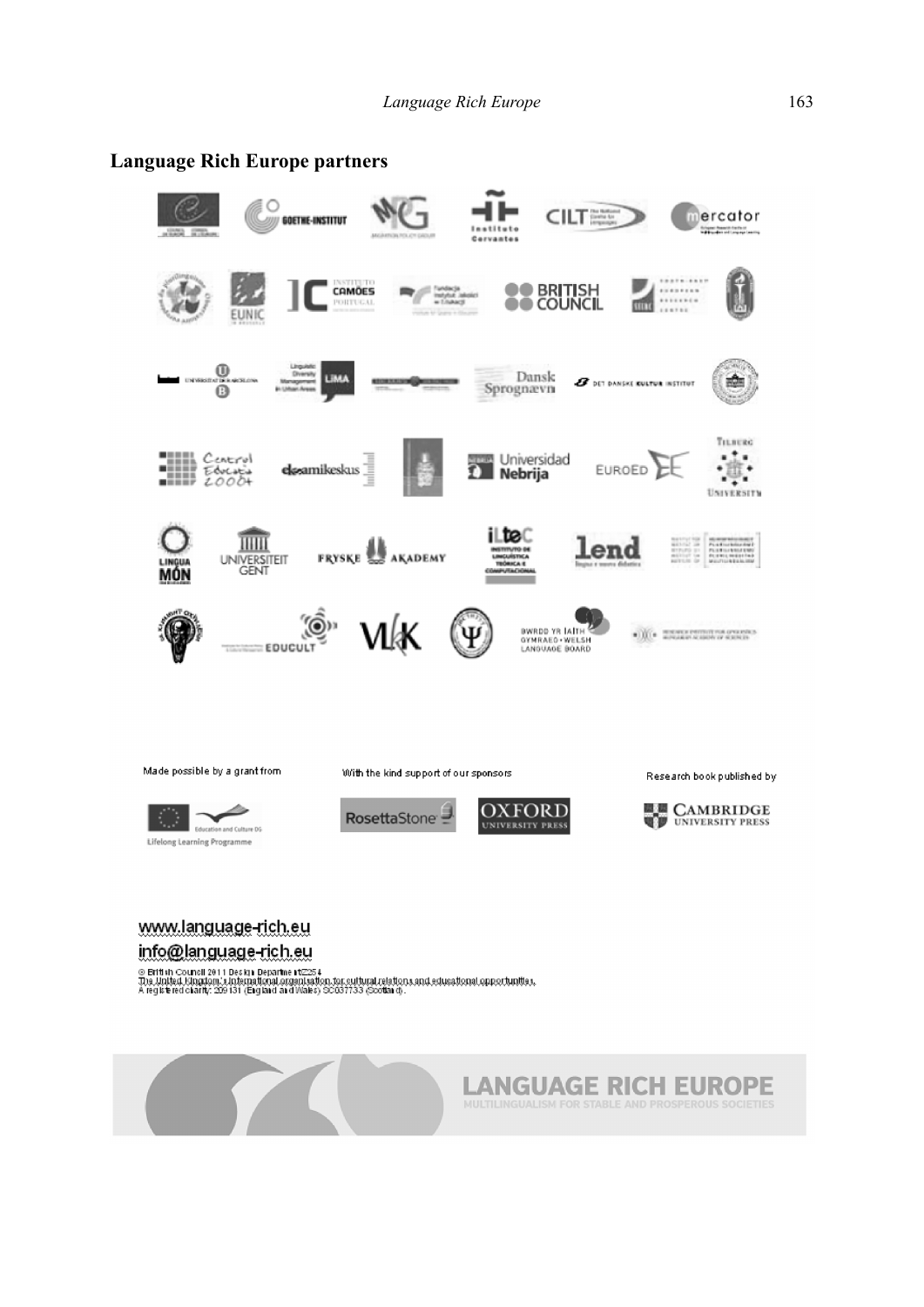## Language Rich Europe partners

Made possible by a grant from

With the kind support of our sponsors

Research book published by

www.language-rich.eu
info@language-rich.eu

© British Council 2011 Design Department/Z254
The United Kingdom's international organisation for cultural relations and educational opportunities.
A registered charity: 209131 (England and Wales) SC037733 (Scotland).

**LANGUAGE RICH EUROPE**
MULTILINGUALISM FOR STABLE AND PROSPEROUS SOCIETIES